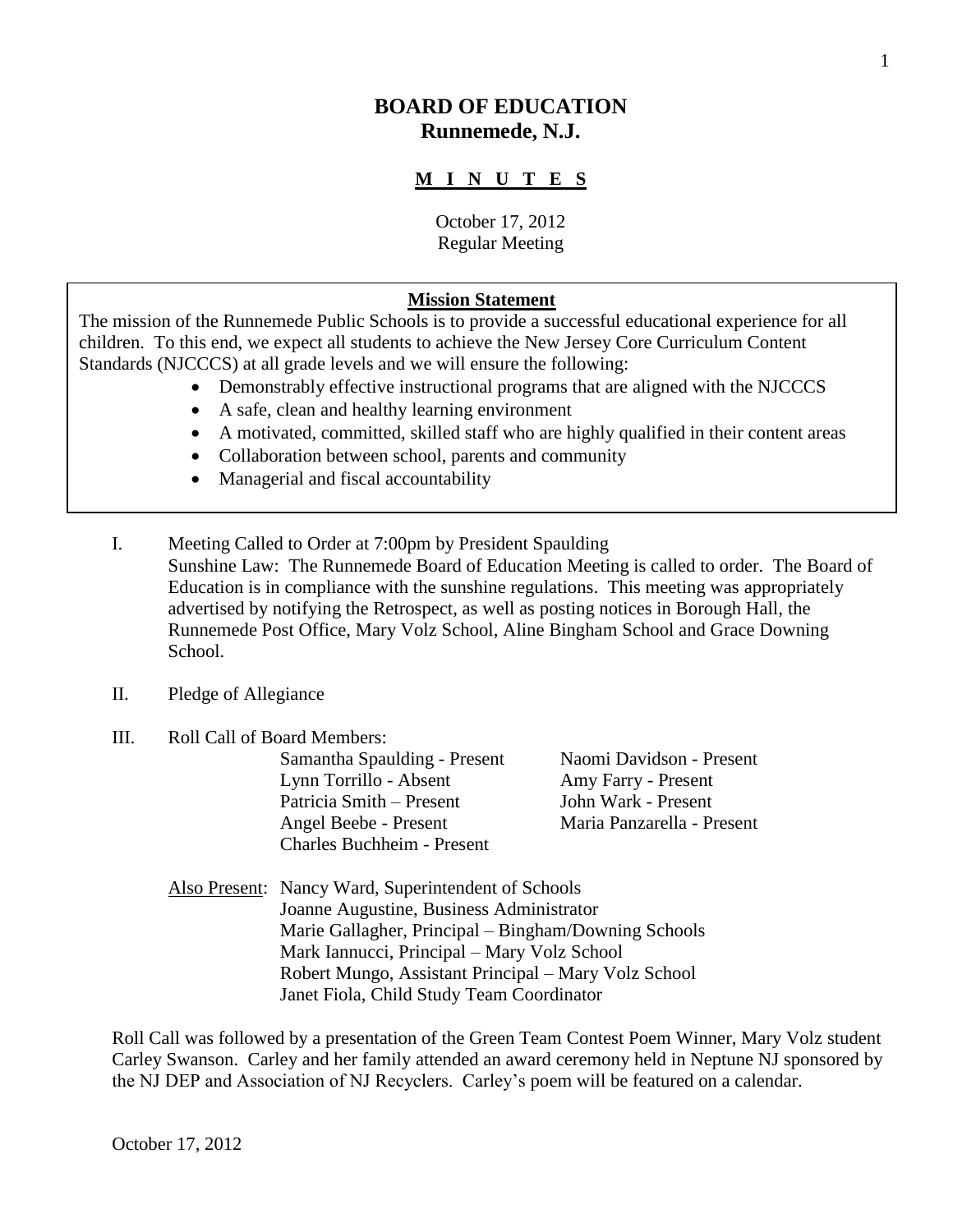# BOARD OF EDUCATION
## Runnemede, N.J.

**M I N U T E S**

October 17, 2012
Regular Meeting

**Mission Statement**

The mission of the Runnemede Public Schools is to provide a successful educational experience for all children. To this end, we expect all students to achieve the New Jersey Core Curriculum Content Standards (NJCCCS) at all grade levels and we will ensure the following:

- Demonstrably effective instructional programs that are aligned with the NJCCCS
- A safe, clean and healthy learning environment
- A motivated, committed, skilled staff who are highly qualified in their content areas
- Collaboration between school, parents and community
- Managerial and fiscal accountability

I. Meeting Called to Order at 7:00pm by President Spaulding
Sunshine Law: The Runnemede Board of Education Meeting is called to order. The Board of Education is in compliance with the sunshine regulations. This meeting was appropriately advertised by notifying the Retrospect, as well as posting notices in Borough Hall, the Runnemede Post Office, Mary Volz School, Aline Bingham School and Grace Downing School.

II. Pledge of Allegiance

III. Roll Call of Board Members:

Samantha Spaulding - Present
Lynn Torrillo - Absent
Patricia Smith – Present
Angel Beebe - Present
Charles Buchheim - Present
Naomi Davidson - Present
Amy Farry - Present
John Wark - Present
Maria Panzarella - Present

Also Present: Nancy Ward, Superintendent of Schools
Joanne Augustine, Business Administrator
Marie Gallagher, Principal – Bingham/Downing Schools
Mark Iannucci, Principal – Mary Volz School
Robert Mungo, Assistant Principal – Mary Volz School
Janet Fiola, Child Study Team Coordinator

Roll Call was followed by a presentation of the Green Team Contest Poem Winner, Mary Volz student Carley Swanson. Carley and her family attended an award ceremony held in Neptune NJ sponsored by the NJ DEP and Association of NJ Recyclers. Carley's poem will be featured on a calendar.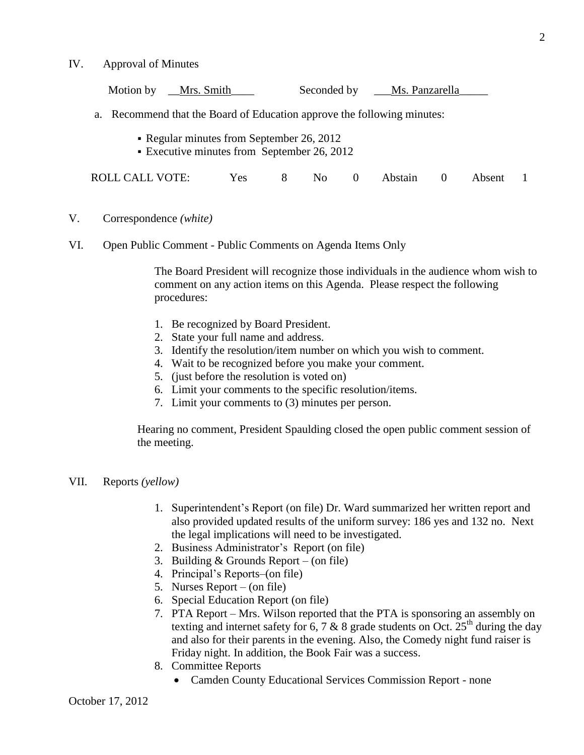IV. Approval of Minutes

Motion by __Mrs. Smith____ Seconded by ___Ms. Panzarella_____

a. Recommend that the Board of Education approve the following minutes:

- Regular minutes from September 26, 2012
- Executive minutes from September 26, 2012

ROLL CALL VOTE: Yes 8 No 0 Abstain 0 Absent 1

V. Correspondence *(white)*

VI. Open Public Comment - Public Comments on Agenda Items Only

The Board President will recognize those individuals in the audience whom wish to comment on any action items on this Agenda. Please respect the following procedures:

1. Be recognized by Board President.
2. State your full name and address.
3. Identify the resolution/item number on which you wish to comment.
4. Wait to be recognized before you make your comment.
5. (just before the resolution is voted on)
6. Limit your comments to the specific resolution/items.
7. Limit your comments to (3) minutes per person.

Hearing no comment, President Spaulding closed the open public comment session of the meeting.

VII. Reports *(yellow)*

1. Superintendent's Report (on file) Dr. Ward summarized her written report and also provided updated results of the uniform survey: 186 yes and 132 no. Next the legal implications will need to be investigated.
2. Business Administrator's Report (on file)
3. Building & Grounds Report – (on file)
4. Principal's Reports–(on file)
5. Nurses Report – (on file)
6. Special Education Report (on file)
7. PTA Report – Mrs. Wilson reported that the PTA is sponsoring an assembly on texting and internet safety for 6, 7 & 8 grade students on Oct. 25th during the day and also for their parents in the evening. Also, the Comedy night fund raiser is Friday night. In addition, the Book Fair was a success.
8. Committee Reports
   - Camden County Educational Services Commission Report - none

October 17, 2012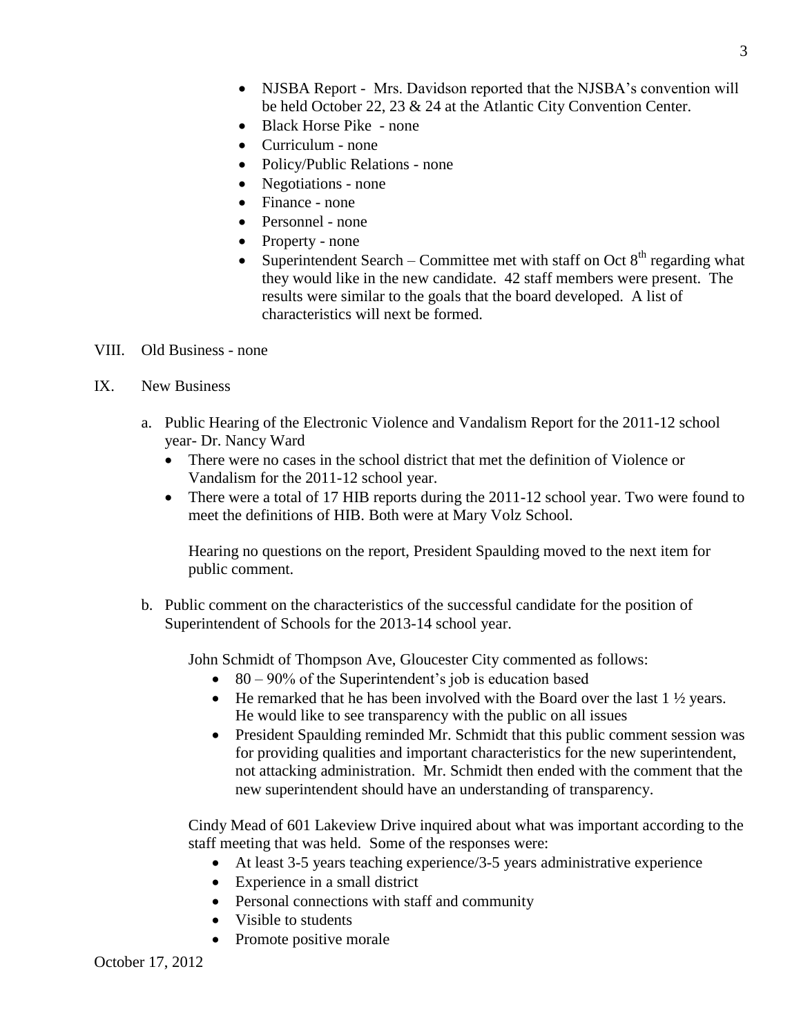- NJSBA Report - Mrs. Davidson reported that the NJSBA's convention will be held October 22, 23 & 24 at the Atlantic City Convention Center.
- Black Horse Pike - none
- Curriculum - none
- Policy/Public Relations - none
- Negotiations - none
- Finance - none
- Personnel - none
- Property - none
- Superintendent Search – Committee met with staff on Oct 8th regarding what they would like in the new candidate. 42 staff members were present. The results were similar to the goals that the board developed. A list of characteristics will next be formed.

VIII. Old Business - none

IX. New Business

a. Public Hearing of the Electronic Violence and Vandalism Report for the 2011-12 school year- Dr. Nancy Ward
   - There were no cases in the school district that met the definition of Violence or Vandalism for the 2011-12 school year.
   - There were a total of 17 HIB reports during the 2011-12 school year. Two were found to meet the definitions of HIB. Both were at Mary Volz School.

   Hearing no questions on the report, President Spaulding moved to the next item for public comment.

b. Public comment on the characteristics of the successful candidate for the position of Superintendent of Schools for the 2013-14 school year.

   John Schmidt of Thompson Ave, Gloucester City commented as follows:
   - 80 – 90% of the Superintendent's job is education based
   - He remarked that he has been involved with the Board over the last 1 ½ years. He would like to see transparency with the public on all issues
   - President Spaulding reminded Mr. Schmidt that this public comment session was for providing qualities and important characteristics for the new superintendent, not attacking administration. Mr. Schmidt then ended with the comment that the new superintendent should have an understanding of transparency.

   Cindy Mead of 601 Lakeview Drive inquired about what was important according to the staff meeting that was held. Some of the responses were:
   - At least 3-5 years teaching experience/3-5 years administrative experience
   - Experience in a small district
   - Personal connections with staff and community
   - Visible to students
   - Promote positive morale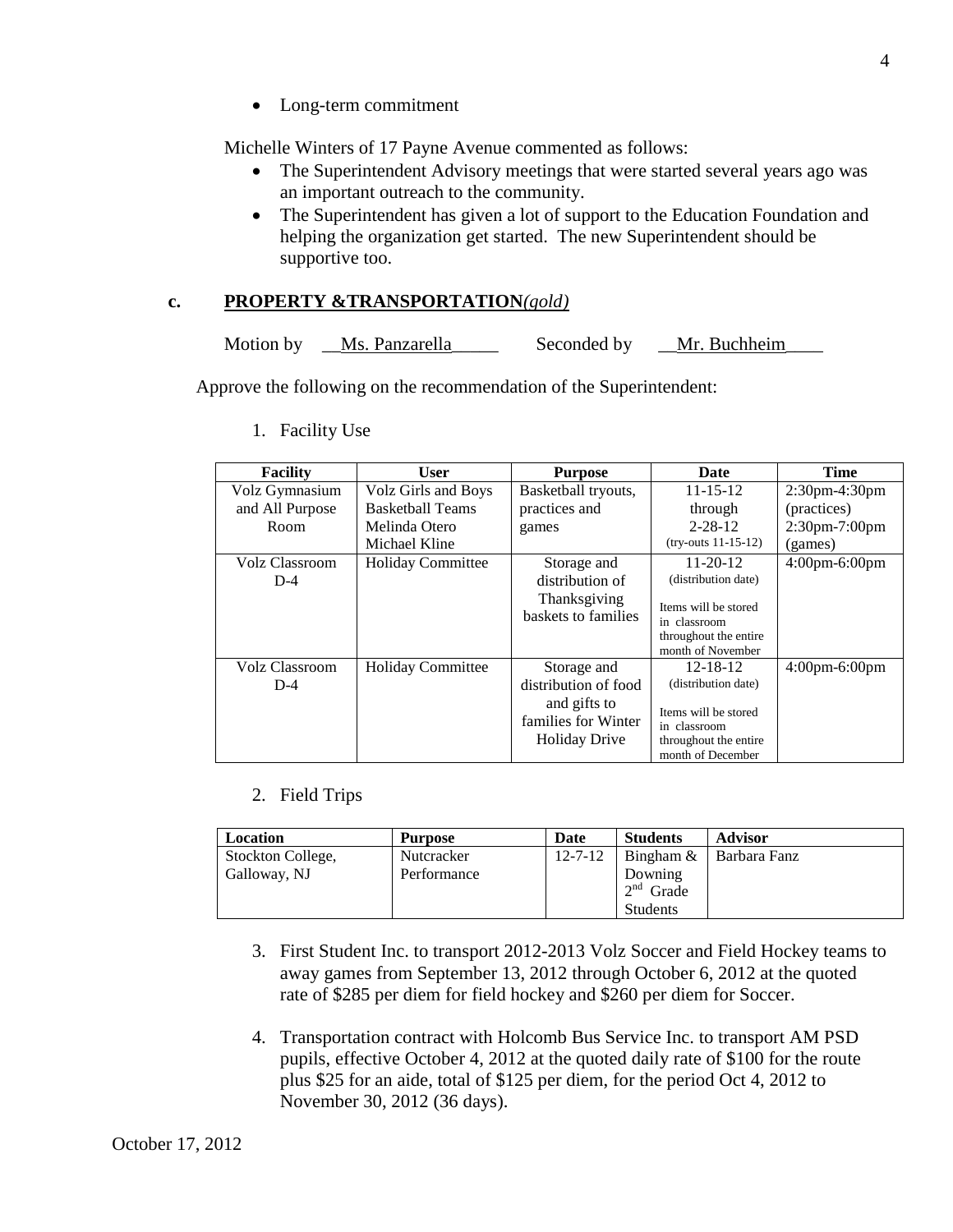- Long-term commitment

Michelle Winters of 17 Payne Avenue commented as follows:

- The Superintendent Advisory meetings that were started several years ago was an important outreach to the community.
- The Superintendent has given a lot of support to the Education Foundation and helping the organization get started. The new Superintendent should be supportive too.

### c. PROPERTY &TRANSPORTATION*(gold)*

Motion by __Ms. Panzarella_____ Seconded by __Mr. Buchheim____

Approve the following on the recommendation of the Superintendent:

1. Facility Use

| Facility | User | Purpose | Date | Time |
|---|---|---|---|---|
| Volz Gymnasium and All Purpose Room | Volz Girls and Boys Basketball Teams Melinda Otero Michael Kline | Basketball tryouts, practices and games | 11-15-12 through 2-28-12 (try-outs 11-15-12) | 2:30pm-4:30pm (practices) 2:30pm-7:00pm (games) |
| Volz Classroom D-4 | Holiday Committee | Storage and distribution of Thanksgiving baskets to families | 11-20-12 (distribution date) Items will be stored in classroom throughout the entire month of November | 4:00pm-6:00pm |
| Volz Classroom D-4 | Holiday Committee | Storage and distribution of food and gifts to families for Winter Holiday Drive | 12-18-12 (distribution date) Items will be stored in classroom throughout the entire month of December | 4:00pm-6:00pm |

2. Field Trips

| Location | Purpose | Date | Students | Advisor |
|---|---|---|---|---|
| Stockton College, Galloway, NJ | Nutcracker Performance | 12-7-12 | Bingham & Downing 2nd Grade Students | Barbara Fanz |

3. First Student Inc. to transport 2012-2013 Volz Soccer and Field Hockey teams to away games from September 13, 2012 through October 6, 2012 at the quoted rate of $285 per diem for field hockey and $260 per diem for Soccer.

4. Transportation contract with Holcomb Bus Service Inc. to transport AM PSD pupils, effective October 4, 2012 at the quoted daily rate of $100 for the route plus $25 for an aide, total of $125 per diem, for the period Oct 4, 2012 to November 30, 2012 (36 days).

October 17, 2012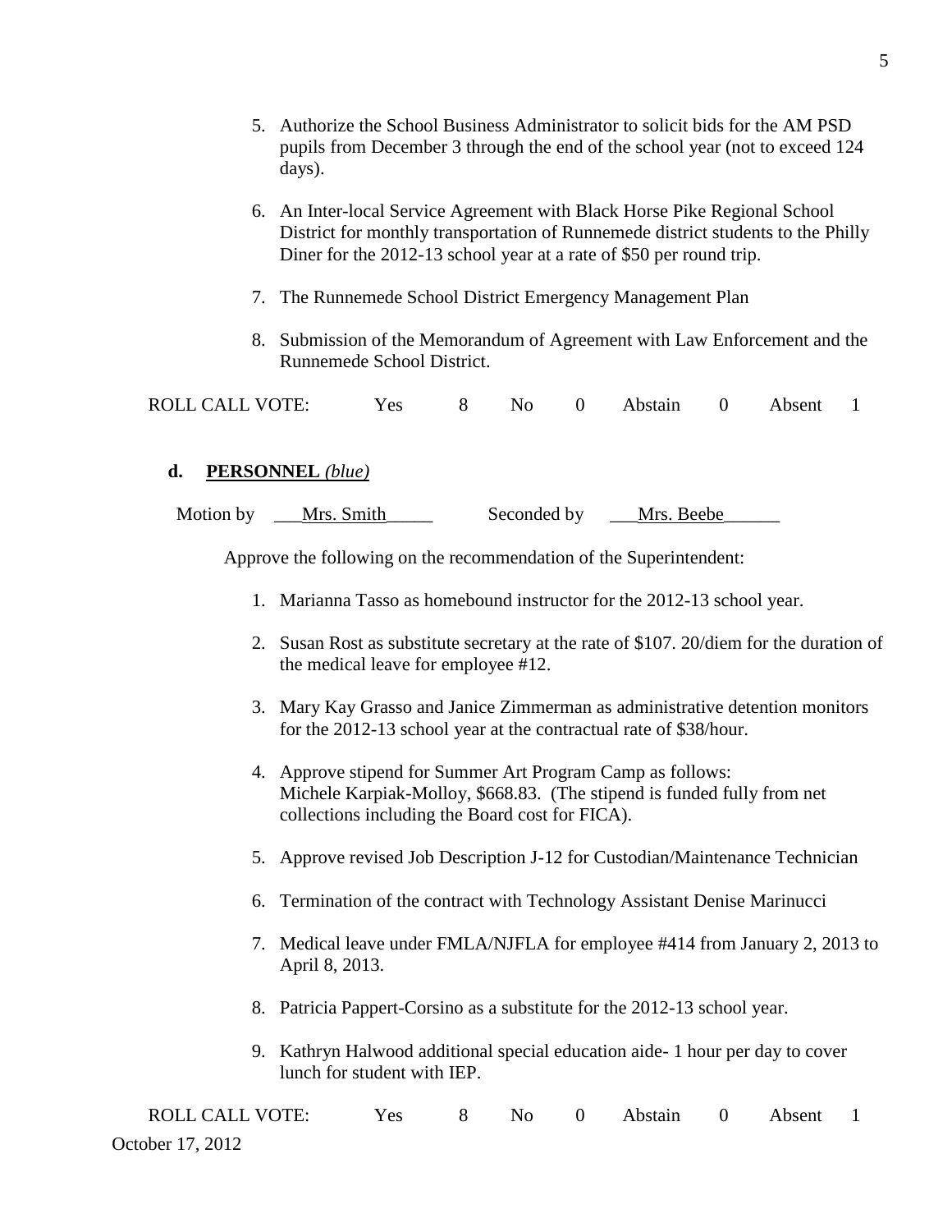5. Authorize the School Business Administrator to solicit bids for the AM PSD pupils from December 3 through the end of the school year (not to exceed 124 days).

6. An Inter-local Service Agreement with Black Horse Pike Regional School District for monthly transportation of Runnemede district students to the Philly Diner for the 2012-13 school year at a rate of $50 per round trip.

7. The Runnemede School District Emergency Management Plan

8. Submission of the Memorandum of Agreement with Law Enforcement and the Runnemede School District.

ROLL CALL VOTE: Yes 8 No 0 Abstain 0 Absent 1

**d. PERSONNEL** *(blue)*

Motion by ___Mrs. Smith_____ Seconded by ___Mrs. Beebe______

Approve the following on the recommendation of the Superintendent:

1. Marianna Tasso as homebound instructor for the 2012-13 school year.

2. Susan Rost as substitute secretary at the rate of $107. 20/diem for the duration of the medical leave for employee #12.

3. Mary Kay Grasso and Janice Zimmerman as administrative detention monitors for the 2012-13 school year at the contractual rate of $38/hour.

4. Approve stipend for Summer Art Program Camp as follows:
   Michele Karpiak-Molloy, $668.83. (The stipend is funded fully from net collections including the Board cost for FICA).

5. Approve revised Job Description J-12 for Custodian/Maintenance Technician

6. Termination of the contract with Technology Assistant Denise Marinucci

7. Medical leave under FMLA/NJFLA for employee #414 from January 2, 2013 to April 8, 2013.

8. Patricia Pappert-Corsino as a substitute for the 2012-13 school year.

9. Kathryn Halwood additional special education aide- 1 hour per day to cover lunch for student with IEP.

ROLL CALL VOTE: Yes 8 No 0 Abstain 0 Absent 1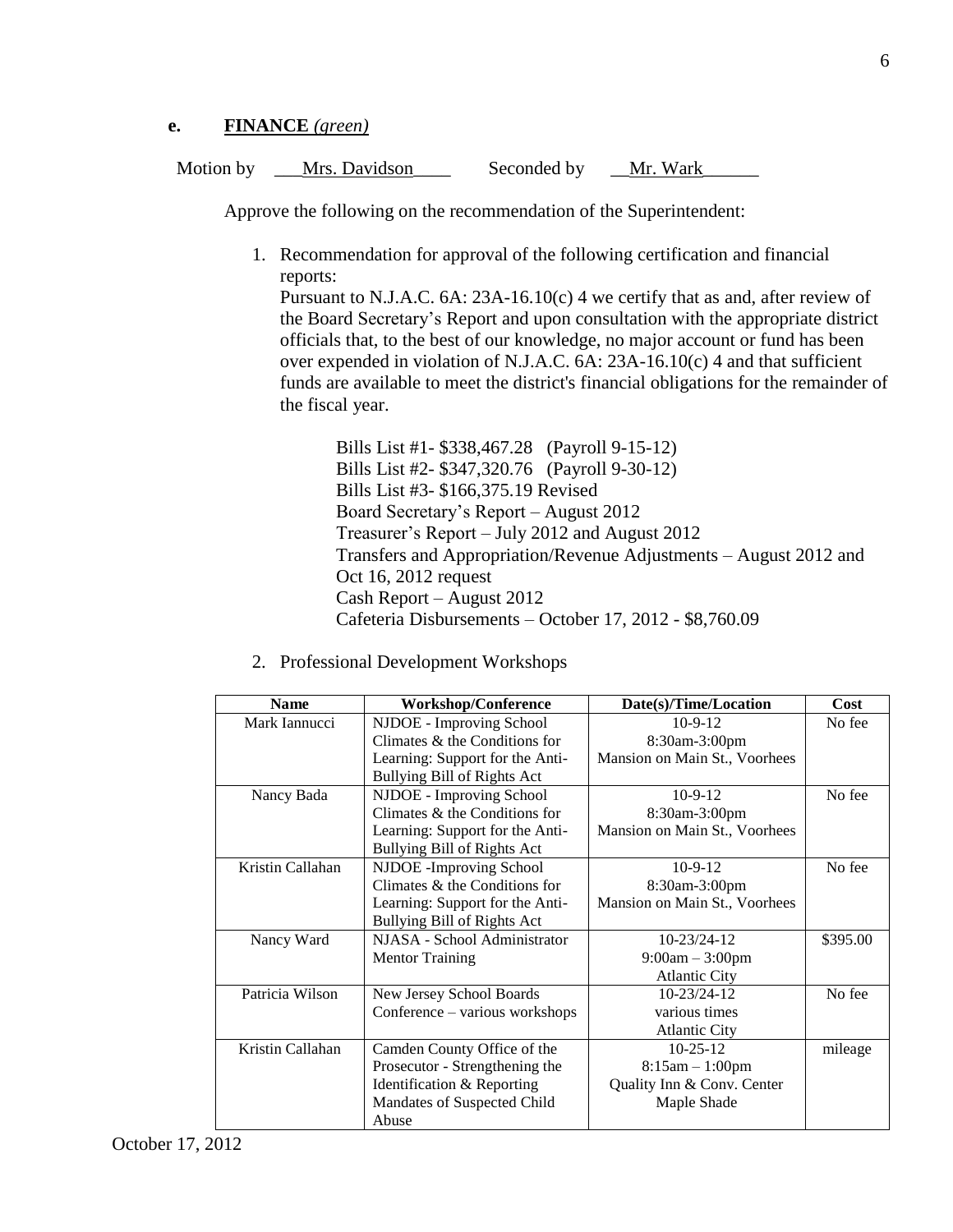**e. FINANCE** *(green)*

Motion by \_\_\_Mrs. Davidson\_\_\_\_ Seconded by \_\_Mr. Wark\_\_\_\_\_\_

Approve the following on the recommendation of the Superintendent:

1. Recommendation for approval of the following certification and financial reports:
   Pursuant to N.J.A.C. 6A: 23A-16.10(c) 4 we certify that as and, after review of the Board Secretary's Report and upon consultation with the appropriate district officials that, to the best of our knowledge, no major account or fund has been over expended in violation of N.J.A.C. 6A: 23A-16.10(c) 4 and that sufficient funds are available to meet the district's financial obligations for the remainder of the fiscal year.

   Bills List #1- $338,467.28 (Payroll 9-15-12)
   Bills List #2- $347,320.76 (Payroll 9-30-12)
   Bills List #3- $166,375.19 Revised
   Board Secretary's Report – August 2012
   Treasurer's Report – July 2012 and August 2012
   Transfers and Appropriation/Revenue Adjustments – August 2012 and Oct 16, 2012 request
   Cash Report – August 2012
   Cafeteria Disbursements – October 17, 2012 - $8,760.09

2. Professional Development Workshops

| Name | Workshop/Conference | Date(s)/Time/Location | Cost |
|---|---|---|---|
| Mark Iannucci | NJDOE - Improving School Climates & the Conditions for Learning: Support for the Anti-Bullying Bill of Rights Act | 10-9-12<br>8:30am-3:00pm<br>Mansion on Main St., Voorhees | No fee |
| Nancy Bada | NJDOE - Improving School Climates & the Conditions for Learning: Support for the Anti-Bullying Bill of Rights Act | 10-9-12<br>8:30am-3:00pm<br>Mansion on Main St., Voorhees | No fee |
| Kristin Callahan | NJDOE -Improving School Climates & the Conditions for Learning: Support for the Anti-Bullying Bill of Rights Act | 10-9-12<br>8:30am-3:00pm<br>Mansion on Main St., Voorhees | No fee |
| Nancy Ward | NJASA - School Administrator Mentor Training | 10-23/24-12<br>9:00am – 3:00pm<br>Atlantic City | $395.00 |
| Patricia Wilson | New Jersey School Boards Conference – various workshops | 10-23/24-12<br>various times<br>Atlantic City | No fee |
| Kristin Callahan | Camden County Office of the Prosecutor - Strengthening the Identification & Reporting Mandates of Suspected Child Abuse | 10-25-12<br>8:15am – 1:00pm<br>Quality Inn & Conv. Center<br>Maple Shade | mileage |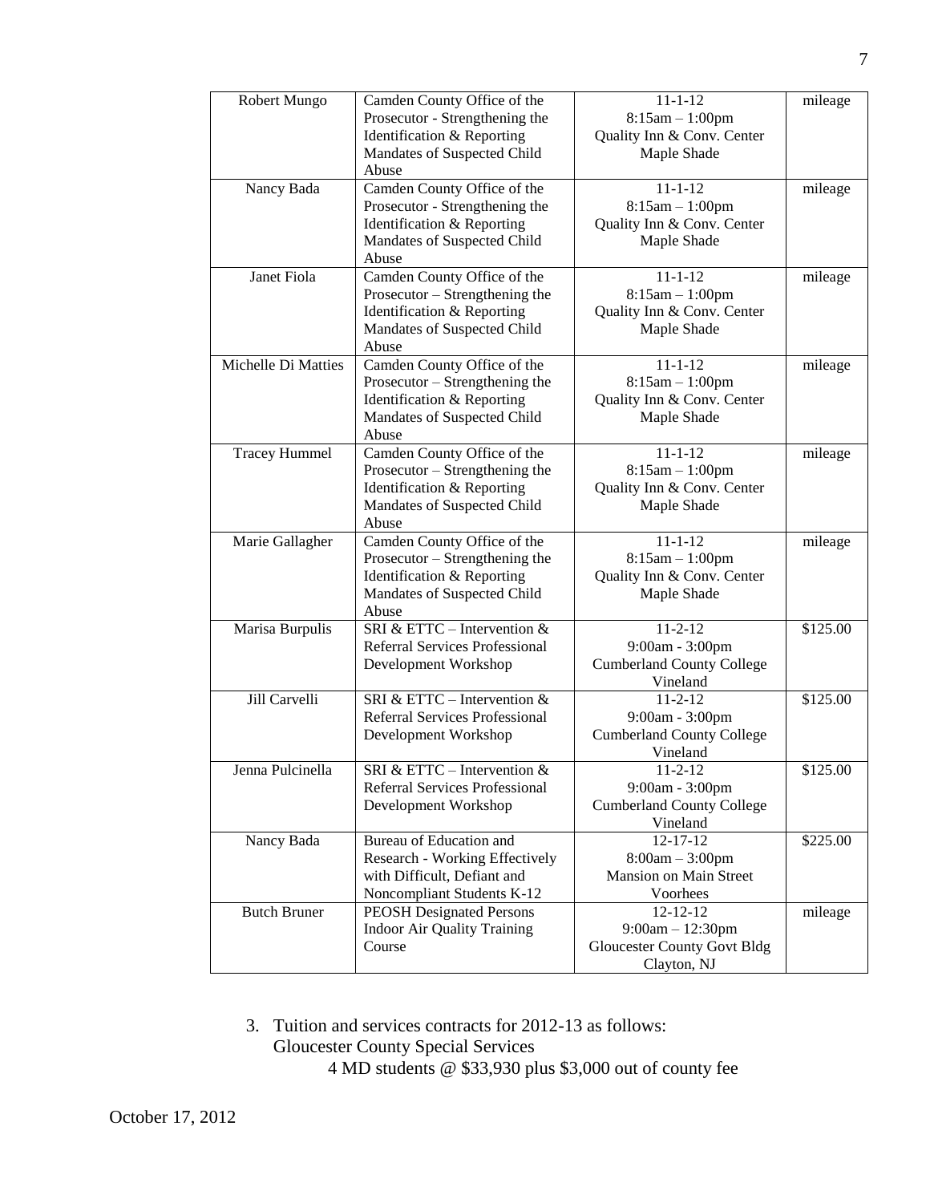| | | | |
|---|---|---|---|
| Robert Mungo | Camden County Office of the Prosecutor - Strengthening the Identification & Reporting Mandates of Suspected Child Abuse | 11-1-12<br>8:15am – 1:00pm<br>Quality Inn & Conv. Center<br>Maple Shade | mileage |
| Nancy Bada | Camden County Office of the Prosecutor - Strengthening the Identification & Reporting Mandates of Suspected Child Abuse | 11-1-12<br>8:15am – 1:00pm<br>Quality Inn & Conv. Center<br>Maple Shade | mileage |
| Janet Fiola | Camden County Office of the Prosecutor – Strengthening the Identification & Reporting Mandates of Suspected Child Abuse | 11-1-12<br>8:15am – 1:00pm<br>Quality Inn & Conv. Center<br>Maple Shade | mileage |
| Michelle Di Matties | Camden County Office of the Prosecutor – Strengthening the Identification & Reporting Mandates of Suspected Child Abuse | 11-1-12<br>8:15am – 1:00pm<br>Quality Inn & Conv. Center<br>Maple Shade | mileage |
| Tracey Hummel | Camden County Office of the Prosecutor – Strengthening the Identification & Reporting Mandates of Suspected Child Abuse | 11-1-12<br>8:15am – 1:00pm<br>Quality Inn & Conv. Center<br>Maple Shade | mileage |
| Marie Gallagher | Camden County Office of the Prosecutor – Strengthening the Identification & Reporting Mandates of Suspected Child Abuse | 11-1-12<br>8:15am – 1:00pm<br>Quality Inn & Conv. Center<br>Maple Shade | mileage |
| Marisa Burpulis | SRI & ETTC – Intervention & Referral Services Professional Development Workshop | 11-2-12<br>9:00am - 3:00pm<br>Cumberland County College<br>Vineland | $125.00 |
| Jill Carvelli | SRI & ETTC – Intervention & Referral Services Professional Development Workshop | 11-2-12<br>9:00am - 3:00pm<br>Cumberland County College<br>Vineland | $125.00 |
| Jenna Pulcinella | SRI & ETTC – Intervention & Referral Services Professional Development Workshop | 11-2-12<br>9:00am - 3:00pm<br>Cumberland County College<br>Vineland | $125.00 |
| Nancy Bada | Bureau of Education and Research - Working Effectively with Difficult, Defiant and Noncompliant Students K-12 | 12-17-12<br>8:00am – 3:00pm<br>Mansion on Main Street<br>Voorhees | $225.00 |
| Butch Bruner | PEOSH Designated Persons Indoor Air Quality Training Course | 12-12-12<br>9:00am – 12:30pm<br>Gloucester County Govt Bldg<br>Clayton, NJ | mileage |

3. Tuition and services contracts for 2012-13 as follows:
   Gloucester County Special Services
   4 MD students @ $33,930 plus $3,000 out of county fee

October 17, 2012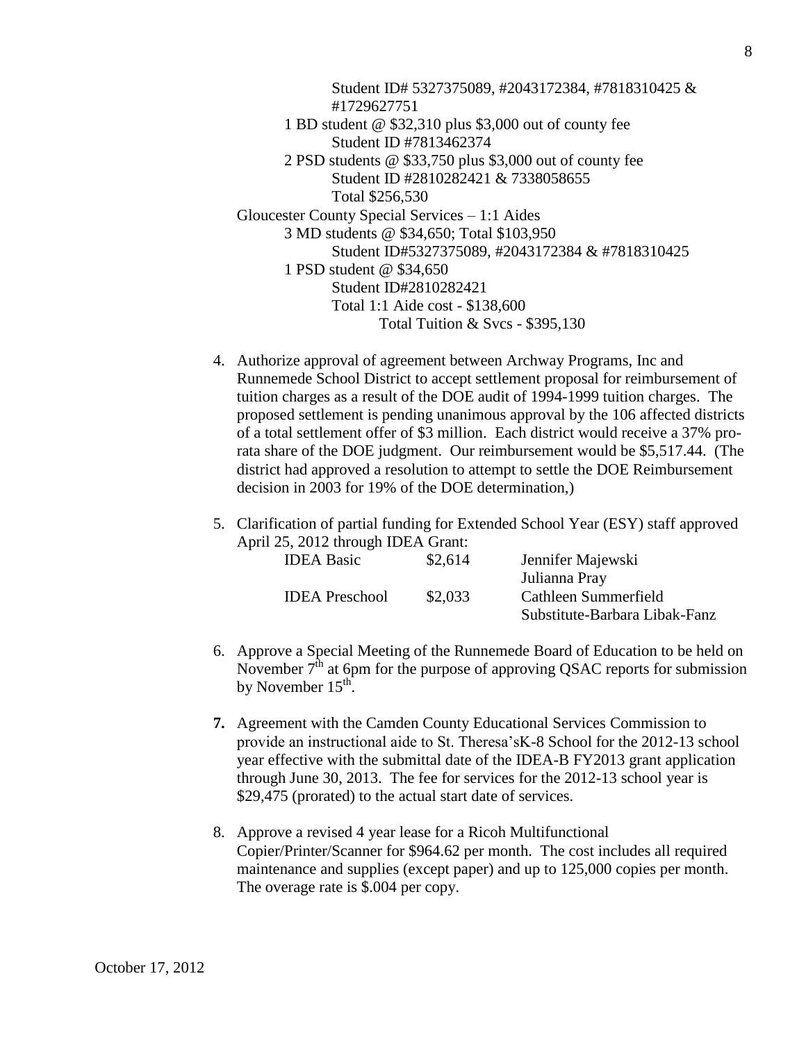Student ID# 5327375089, #2043172384, #7818310425 & #1729627751

1 BD student @ $32,310 plus $3,000 out of county fee

Student ID #7813462374

2 PSD students @ $33,750 plus $3,000 out of county fee

Student ID #2810282421 & 7338058655

Total $256,530

Gloucester County Special Services – 1:1 Aides

3 MD students @ $34,650; Total $103,950

Student ID#5327375089, #2043172384 & #7818310425

1 PSD student @ $34,650

Student ID#2810282421

Total 1:1 Aide cost - $138,600

Total Tuition & Svcs - $395,130

4. Authorize approval of agreement between Archway Programs, Inc and Runnemede School District to accept settlement proposal for reimbursement of tuition charges as a result of the DOE audit of 1994-1999 tuition charges. The proposed settlement is pending unanimous approval by the 106 affected districts of a total settlement offer of $3 million. Each district would receive a 37% pro-rata share of the DOE judgment. Our reimbursement would be $5,517.44. (The district had approved a resolution to attempt to settle the DOE Reimbursement decision in 2003 for 19% of the DOE determination,)

5. Clarification of partial funding for Extended School Year (ESY) staff approved April 25, 2012 through IDEA Grant:

| | | |
|---|---|---|
| IDEA Basic | $2,614 | Jennifer Majewski |
| | | Julianna Pray |
| IDEA Preschool | $2,033 | Cathleen Summerfield |
| | | Substitute-Barbara Libak-Fanz |

6. Approve a Special Meeting of the Runnemede Board of Education to be held on November 7th at 6pm for the purpose of approving QSAC reports for submission by November 15th.

**7.** Agreement with the Camden County Educational Services Commission to provide an instructional aide to St. Theresa'sK-8 School for the 2012-13 school year effective with the submittal date of the IDEA-B FY2013 grant application through June 30, 2013. The fee for services for the 2012-13 school year is $29,475 (prorated) to the actual start date of services.

8. Approve a revised 4 year lease for a Ricoh Multifunctional Copier/Printer/Scanner for $964.62 per month. The cost includes all required maintenance and supplies (except paper) and up to 125,000 copies per month. The overage rate is $.004 per copy.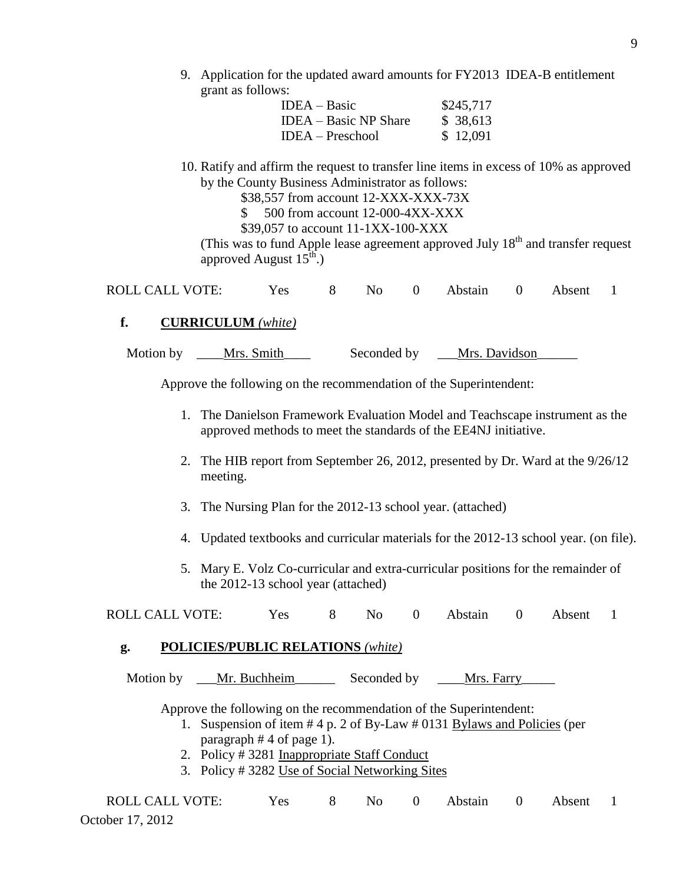9. Application for the updated award amounts for FY2013 IDEA-B entitlement grant as follows:

| | |
|---|---|
| IDEA – Basic | \$245,717 |
| IDEA – Basic NP Share | \$ 38,613 |
| IDEA – Preschool | \$ 12,091 |

10. Ratify and affirm the request to transfer line items in excess of 10% as approved by the County Business Administrator as follows:

    \$38,557 from account 12-XXX-XXX-73X
    \$ 500 from account 12-000-4XX-XXX
    \$39,057 to account 11-1XX-100-XXX

    (This was to fund Apple lease agreement approved July 18th and transfer request approved August 15th.)

ROLL CALL VOTE: Yes 8 No 0 Abstain 0 Absent 1

**f. CURRICULUM** *(white)*

Motion by ____Mrs. Smith____ Seconded by ___Mrs. Davidson______

Approve the following on the recommendation of the Superintendent:

1. The Danielson Framework Evaluation Model and Teachscape instrument as the approved methods to meet the standards of the EE4NJ initiative.

2. The HIB report from September 26, 2012, presented by Dr. Ward at the 9/26/12 meeting.

3. The Nursing Plan for the 2012-13 school year. (attached)

4. Updated textbooks and curricular materials for the 2012-13 school year. (on file).

5. Mary E. Volz Co-curricular and extra-curricular positions for the remainder of the 2012-13 school year (attached)

ROLL CALL VOTE: Yes 8 No 0 Abstain 0 Absent 1

**g. POLICIES/PUBLIC RELATIONS** *(white)*

Motion by ___Mr. Buchheim______ Seconded by ____Mrs. Farry_____

Approve the following on the recommendation of the Superintendent:

1. Suspension of item # 4 p. 2 of By-Law # 0131 Bylaws and Policies (per paragraph # 4 of page 1).
2. Policy # 3281 Inappropriate Staff Conduct
3. Policy # 3282 Use of Social Networking Sites

ROLL CALL VOTE: Yes 8 No 0 Abstain 0 Absent 1

October 17, 2012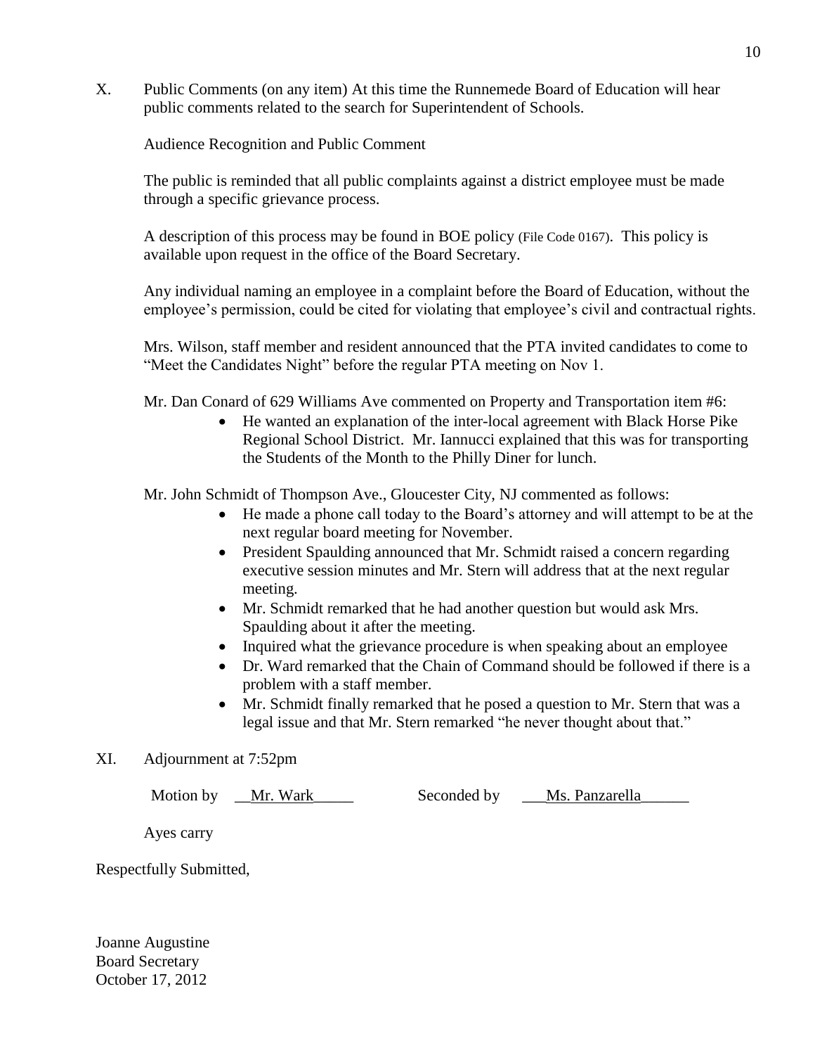X. Public Comments (on any item) At this time the Runnemede Board of Education will hear public comments related to the search for Superintendent of Schools.

Audience Recognition and Public Comment

The public is reminded that all public complaints against a district employee must be made through a specific grievance process.

A description of this process may be found in BOE policy (File Code 0167). This policy is available upon request in the office of the Board Secretary.

Any individual naming an employee in a complaint before the Board of Education, without the employee's permission, could be cited for violating that employee's civil and contractual rights.

Mrs. Wilson, staff member and resident announced that the PTA invited candidates to come to "Meet the Candidates Night" before the regular PTA meeting on Nov 1.

Mr. Dan Conard of 629 Williams Ave commented on Property and Transportation item #6:

- He wanted an explanation of the inter-local agreement with Black Horse Pike Regional School District. Mr. Iannucci explained that this was for transporting the Students of the Month to the Philly Diner for lunch.

Mr. John Schmidt of Thompson Ave., Gloucester City, NJ commented as follows:

- He made a phone call today to the Board's attorney and will attempt to be at the next regular board meeting for November.
- President Spaulding announced that Mr. Schmidt raised a concern regarding executive session minutes and Mr. Stern will address that at the next regular meeting.
- Mr. Schmidt remarked that he had another question but would ask Mrs. Spaulding about it after the meeting.
- Inquired what the grievance procedure is when speaking about an employee
- Dr. Ward remarked that the Chain of Command should be followed if there is a problem with a staff member.
- Mr. Schmidt finally remarked that he posed a question to Mr. Stern that was a legal issue and that Mr. Stern remarked "he never thought about that."

XI. Adjournment at 7:52pm

Motion by __Mr. Wark_____ Seconded by ___Ms. Panzarella______

Ayes carry

Respectfully Submitted,

Joanne Augustine
Board Secretary
October 17, 2012